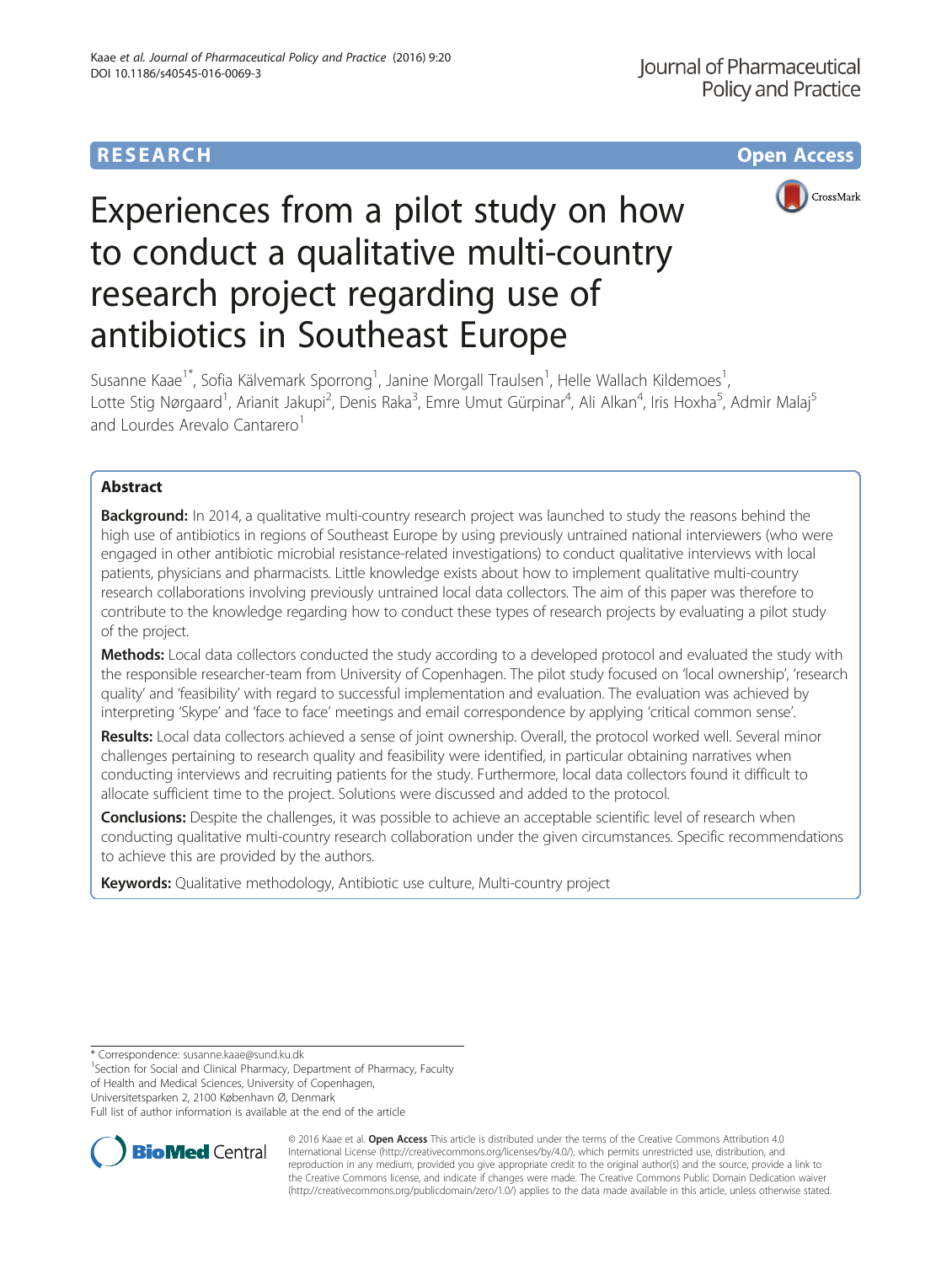RESEARCH Open Access

# Experiences from a pilot study on how to conduct a qualitative multi-country research project regarding use of antibiotics in Southeast Europe

Susanne Kaae[1*], Sofia Kälvemark Sporrong[1], Janine Morgall Traulsen[1], Helle Wallach Kildemoes[1], Lotte Stig Nørgaard[1], Arianit Jakupi[2], Denis Raka[3], Emre Umut Gürpinar[4], Ali Alkan[4], Iris Hoxha[5], Admir Malaj[5] and Lourdes Arevalo Cantarero[1]

## Abstract

**Background:** In 2014, a qualitative multi-country research project was launched to study the reasons behind the high use of antibiotics in regions of Southeast Europe by using previously untrained national interviewers (who were engaged in other antibiotic microbial resistance-related investigations) to conduct qualitative interviews with local patients, physicians and pharmacists. Little knowledge exists about how to implement qualitative multi-country research collaborations involving previously untrained local data collectors. The aim of this paper was therefore to contribute to the knowledge regarding how to conduct these types of research projects by evaluating a pilot study of the project.

**Methods:** Local data collectors conducted the study according to a developed protocol and evaluated the study with the responsible researcher-team from University of Copenhagen. The pilot study focused on 'local ownership', 'research quality' and 'feasibility' with regard to successful implementation and evaluation. The evaluation was achieved by interpreting 'Skype' and 'face to face' meetings and email correspondence by applying 'critical common sense'.

**Results:** Local data collectors achieved a sense of joint ownership. Overall, the protocol worked well. Several minor challenges pertaining to research quality and feasibility were identified, in particular obtaining narratives when conducting interviews and recruiting patients for the study. Furthermore, local data collectors found it difficult to allocate sufficient time to the project. Solutions were discussed and added to the protocol.

**Conclusions:** Despite the challenges, it was possible to achieve an acceptable scientific level of research when conducting qualitative multi-country research collaboration under the given circumstances. Specific recommendations to achieve this are provided by the authors.

**Keywords:** Qualitative methodology, Antibiotic use culture, Multi-country project

---

* Correspondence: susanne.kaae@sund.ku.dk
[1]Section for Social and Clinical Pharmacy, Department of Pharmacy, Faculty of Health and Medical Sciences, University of Copenhagen, Universitetsparken 2, 2100 København Ø, Denmark
Full list of author information is available at the end of the article

© 2016 Kaae et al. **Open Access** This article is distributed under the terms of the Creative Commons Attribution 4.0 International License (http://creativecommons.org/licenses/by/4.0/), which permits unrestricted use, distribution, and reproduction in any medium, provided you give appropriate credit to the original author(s) and the source, provide a link to the Creative Commons license, and indicate if changes were made. The Creative Commons Public Domain Dedication waiver (http://creativecommons.org/publicdomain/zero/1.0/) applies to the data made available in this article, unless otherwise stated.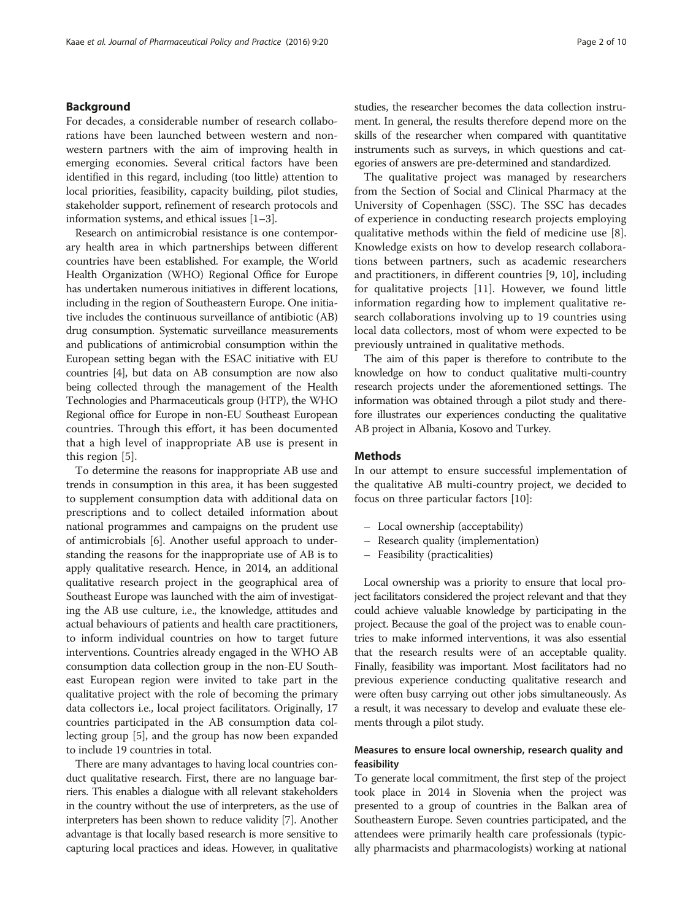## Background

For decades, a considerable number of research collaborations have been launched between western and non-western partners with the aim of improving health in emerging economies. Several critical factors have been identified in this regard, including (too little) attention to local priorities, feasibility, capacity building, pilot studies, stakeholder support, refinement of research protocols and information systems, and ethical issues [1–3].

Research on antimicrobial resistance is one contemporary health area in which partnerships between different countries have been established. For example, the World Health Organization (WHO) Regional Office for Europe has undertaken numerous initiatives in different locations, including in the region of Southeastern Europe. One initiative includes the continuous surveillance of antibiotic (AB) drug consumption. Systematic surveillance measurements and publications of antimicrobial consumption within the European setting began with the ESAC initiative with EU countries [4], but data on AB consumption are now also being collected through the management of the Health Technologies and Pharmaceuticals group (HTP), the WHO Regional office for Europe in non-EU Southeast European countries. Through this effort, it has been documented that a high level of inappropriate AB use is present in this region [5].

To determine the reasons for inappropriate AB use and trends in consumption in this area, it has been suggested to supplement consumption data with additional data on prescriptions and to collect detailed information about national programmes and campaigns on the prudent use of antimicrobials [6]. Another useful approach to understanding the reasons for the inappropriate use of AB is to apply qualitative research. Hence, in 2014, an additional qualitative research project in the geographical area of Southeast Europe was launched with the aim of investigating the AB use culture, i.e., the knowledge, attitudes and actual behaviours of patients and health care practitioners, to inform individual countries on how to target future interventions. Countries already engaged in the WHO AB consumption data collection group in the non-EU Southeast European region were invited to take part in the qualitative project with the role of becoming the primary data collectors i.e., local project facilitators. Originally, 17 countries participated in the AB consumption data collecting group [5], and the group has now been expanded to include 19 countries in total.

There are many advantages to having local countries conduct qualitative research. First, there are no language barriers. This enables a dialogue with all relevant stakeholders in the country without the use of interpreters, as the use of interpreters has been shown to reduce validity [7]. Another advantage is that locally based research is more sensitive to capturing local practices and ideas. However, in qualitative studies, the researcher becomes the data collection instrument. In general, the results therefore depend more on the skills of the researcher when compared with quantitative instruments such as surveys, in which questions and categories of answers are pre-determined and standardized.

The qualitative project was managed by researchers from the Section of Social and Clinical Pharmacy at the University of Copenhagen (SSC). The SSC has decades of experience in conducting research projects employing qualitative methods within the field of medicine use [8]. Knowledge exists on how to develop research collaborations between partners, such as academic researchers and practitioners, in different countries [9, 10], including for qualitative projects [11]. However, we found little information regarding how to implement qualitative research collaborations involving up to 19 countries using local data collectors, most of whom were expected to be previously untrained in qualitative methods.

The aim of this paper is therefore to contribute to the knowledge on how to conduct qualitative multi-country research projects under the aforementioned settings. The information was obtained through a pilot study and therefore illustrates our experiences conducting the qualitative AB project in Albania, Kosovo and Turkey.

## Methods

In our attempt to ensure successful implementation of the qualitative AB multi-country project, we decided to focus on three particular factors [10]:

- Local ownership (acceptability)
- Research quality (implementation)
- Feasibility (practicalities)

Local ownership was a priority to ensure that local project facilitators considered the project relevant and that they could achieve valuable knowledge by participating in the project. Because the goal of the project was to enable countries to make informed interventions, it was also essential that the research results were of an acceptable quality. Finally, feasibility was important. Most facilitators had no previous experience conducting qualitative research and were often busy carrying out other jobs simultaneously. As a result, it was necessary to develop and evaluate these elements through a pilot study.

### Measures to ensure local ownership, research quality and feasibility

To generate local commitment, the first step of the project took place in 2014 in Slovenia when the project was presented to a group of countries in the Balkan area of Southeastern Europe. Seven countries participated, and the attendees were primarily health care professionals (typically pharmacists and pharmacologists) working at national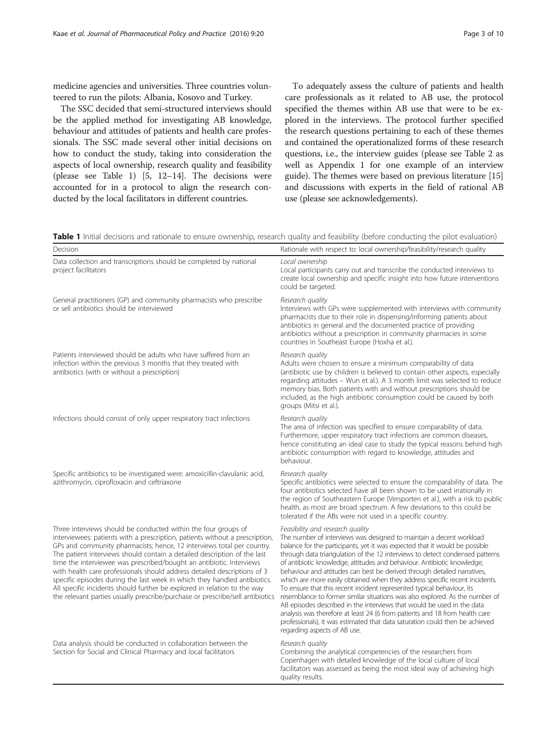medicine agencies and universities. Three countries volunteered to run the pilots: Albania, Kosovo and Turkey.

The SSC decided that semi-structured interviews should be the applied method for investigating AB knowledge, behaviour and attitudes of patients and health care professionals. The SSC made several other initial decisions on how to conduct the study, taking into consideration the aspects of local ownership, research quality and feasibility (please see Table 1) [5, 12–14]. The decisions were accounted for in a protocol to align the research conducted by the local facilitators in different countries.

To adequately assess the culture of patients and health care professionals as it related to AB use, the protocol specified the themes within AB use that were to be explored in the interviews. The protocol further specified the research questions pertaining to each of these themes and contained the operationalized forms of these research questions, i.e., the interview guides (please see Table 2 as well as Appendix 1 for one example of an interview guide). The themes were based on previous literature [15] and discussions with experts in the field of rational AB use (please see acknowledgements).

**Table 1** Initial decisions and rationale to ensure ownership, research quality and feasibility (before conducting the pilot evaluation)

| Decision | Rationale with respect to: local ownership/feasibility/research quality |
|---|---|
| Data collection and transcriptions should be completed by national project facilitators | *Local ownership*<br>Local participants carry out and transcribe the conducted interviews to create local ownership and specific insight into how future interventions could be targeted. |
| General practitioners (GP) and community pharmacists who prescribe or sell antibiotics should be interviewed | *Research quality*<br>Interviews with GPs were supplemented with interviews with community pharmacists due to their role in dispensing/informing patients about antibiotics in general and the documented practice of providing antibiotics without a prescription in community pharmacies in some countries in Southeast Europe (Hoxha et al.). |
| Patients interviewed should be adults who have suffered from an infection within the previous 3 months that they treated with antibiotics (with or without a prescription) | *Research quality*<br>Adults were chosen to ensure a minimum comparability of data (antibiotic use by children is believed to contain other aspects, especially regarding attitudes – Wun et al.). A 3 month limit was selected to reduce memory bias. Both patients with and without prescriptions should be included, as the high antibiotic consumption could be caused by both groups (Mitsi et al.). |
| Infections should consist of only upper respiratory tract infections | *Research quality*<br>The area of infection was specified to ensure comparability of data. Furthermore, upper respiratory tract infections are common diseases, hence constituting an ideal case to study the typical reasons behind high antibiotic consumption with regard to knowledge, attitudes and behaviour. |
| Specific antibiotics to be investigated were: amoxicillin-clavulanic acid, azithromycin, ciprofloxacin and ceftriaxone | *Research quality*<br>Specific antibiotics were selected to ensure the comparability of data. The four antibiotics selected have all been shown to be used irrationally in the region of Southeastern Europe (Versporten et al.), with a risk to public health, as most are broad spectrum. A few deviations to this could be tolerated if the ABs were not used in a specific country. |
| Three interviews should be conducted within the four groups of interviewees: patients with a prescription, patients without a prescription, GPs and community pharmacists; hence, 12 interviews total per country. The patient interviews should contain a detailed description of the last time the interviewee was prescribed/bought an antibiotic. Interviews with health care professionals should address detailed descriptions of 3 specific episodes during the last week in which they handled antibiotics. All specific incidents should further be explored in relation to the way the relevant parties usually prescribe/purchase or prescribe/sell antibiotics | *Feasibility and research quality*<br>The number of interviews was designed to maintain a decent workload balance for the participants, yet it was expected that it would be possible through data triangulation of the 12 interviews to detect condensed patterns of antibiotic knowledge, attitudes and behaviour. Antibiotic knowledge, behaviour and attitudes can best be derived through detailed narratives, which are more easily obtained when they address specific recent incidents. To ensure that this recent incident represented typical behaviour, its resemblance to former similar situations was also explored. As the number of AB episodes described in the interviews that would be used in the data analysis was therefore at least 24 (6 from patients and 18 from health care professionals), it was estimated that data saturation could then be achieved regarding aspects of AB use. |
| Data analysis should be conducted in collaboration between the Section for Social and Clinical Pharmacy and local facilitators | *Research quality*<br>Combining the analytical competencies of the researchers from Copenhagen with detailed knowledge of the local culture of local facilitators was assessed as being the most ideal way of achieving high quality results. |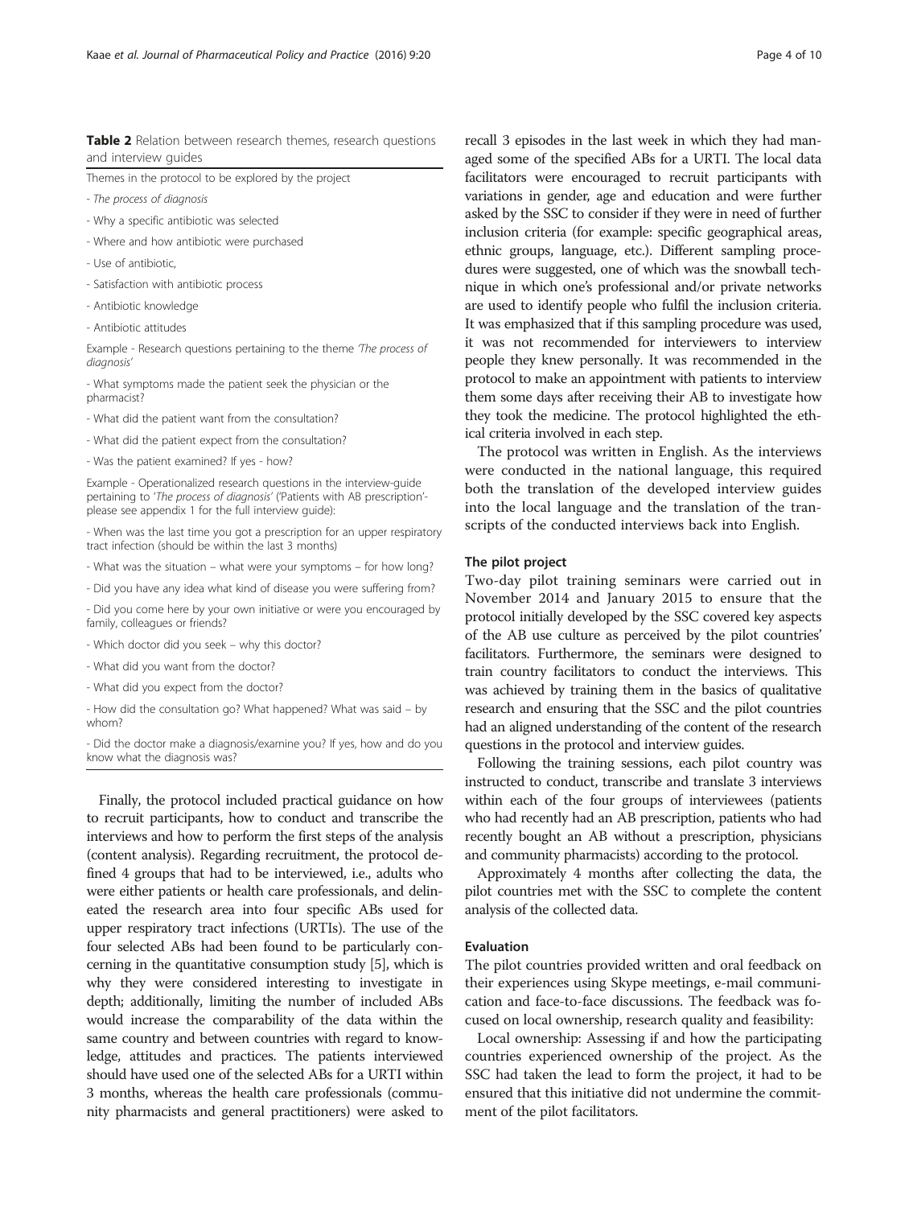**Table 2** Relation between research themes, research questions and interview guides

| Themes in the protocol to be explored by the project |
|---|
| - *The process of diagnosis* |
| - Why a specific antibiotic was selected |
| - Where and how antibiotic were purchased |
| - Use of antibiotic, |
| - Satisfaction with antibiotic process |
| - Antibiotic knowledge |
| - Antibiotic attitudes |
| Example - Research questions pertaining to the theme *'The process of diagnosis'* |
| - What symptoms made the patient seek the physician or the pharmacist? |
| - What did the patient want from the consultation? |
| - What did the patient expect from the consultation? |
| - Was the patient examined? If yes - how? |
| Example - Operationalized research questions in the interview-guide pertaining to *'The process of diagnosis'* ('Patients with AB prescription'- please see appendix 1 for the full interview guide): |
| - When was the last time you got a prescription for an upper respiratory tract infection (should be within the last 3 months) |
| - What was the situation – what were your symptoms – for how long? |
| - Did you have any idea what kind of disease you were suffering from? |
| - Did you come here by your own initiative or were you encouraged by family, colleagues or friends? |
| - Which doctor did you seek – why this doctor? |
| - What did you want from the doctor? |
| - What did you expect from the doctor? |
| - How did the consultation go? What happened? What was said – by whom? |
| - Did the doctor make a diagnosis/examine you? If yes, how and do you know what the diagnosis was? |

Finally, the protocol included practical guidance on how to recruit participants, how to conduct and transcribe the interviews and how to perform the first steps of the analysis (content analysis). Regarding recruitment, the protocol defined 4 groups that had to be interviewed, i.e., adults who were either patients or health care professionals, and delineated the research area into four specific ABs used for upper respiratory tract infections (URTIs). The use of the four selected ABs had been found to be particularly concerning in the quantitative consumption study [5], which is why they were considered interesting to investigate in depth; additionally, limiting the number of included ABs would increase the comparability of the data within the same country and between countries with regard to knowledge, attitudes and practices. The patients interviewed should have used one of the selected ABs for a URTI within 3 months, whereas the health care professionals (community pharmacists and general practitioners) were asked to recall 3 episodes in the last week in which they had managed some of the specified ABs for a URTI. The local data facilitators were encouraged to recruit participants with variations in gender, age and education and were further asked by the SSC to consider if they were in need of further inclusion criteria (for example: specific geographical areas, ethnic groups, language, etc.). Different sampling procedures were suggested, one of which was the snowball technique in which one's professional and/or private networks are used to identify people who fulfil the inclusion criteria. It was emphasized that if this sampling procedure was used, it was not recommended for interviewers to interview people they knew personally. It was recommended in the protocol to make an appointment with patients to interview them some days after receiving their AB to investigate how they took the medicine. The protocol highlighted the ethical criteria involved in each step.

The protocol was written in English. As the interviews were conducted in the national language, this required both the translation of the developed interview guides into the local language and the translation of the transcripts of the conducted interviews back into English.

### The pilot project

Two-day pilot training seminars were carried out in November 2014 and January 2015 to ensure that the protocol initially developed by the SSC covered key aspects of the AB use culture as perceived by the pilot countries' facilitators. Furthermore, the seminars were designed to train country facilitators to conduct the interviews. This was achieved by training them in the basics of qualitative research and ensuring that the SSC and the pilot countries had an aligned understanding of the content of the research questions in the protocol and interview guides.

Following the training sessions, each pilot country was instructed to conduct, transcribe and translate 3 interviews within each of the four groups of interviewees (patients who had recently had an AB prescription, patients who had recently bought an AB without a prescription, physicians and community pharmacists) according to the protocol.

Approximately 4 months after collecting the data, the pilot countries met with the SSC to complete the content analysis of the collected data.

### Evaluation

The pilot countries provided written and oral feedback on their experiences using Skype meetings, e-mail communication and face-to-face discussions. The feedback was focused on local ownership, research quality and feasibility:

Local ownership: Assessing if and how the participating countries experienced ownership of the project. As the SSC had taken the lead to form the project, it had to be ensured that this initiative did not undermine the commitment of the pilot facilitators.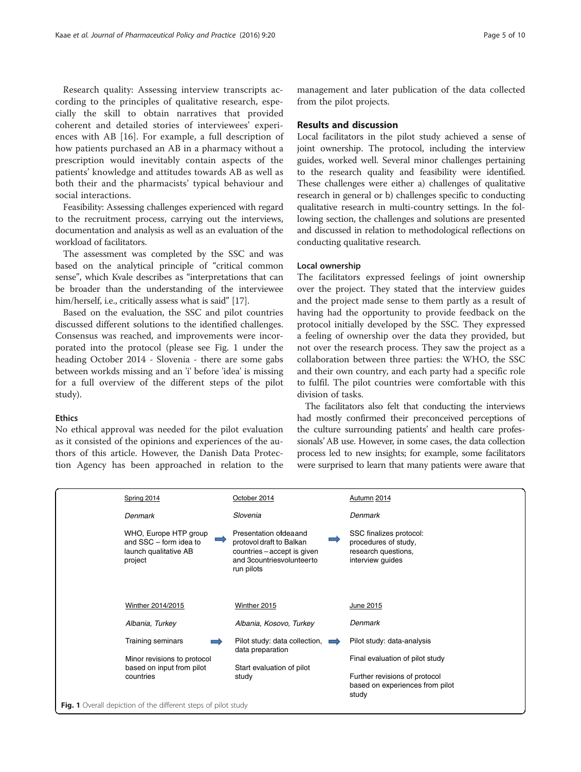Research quality: Assessing interview transcripts according to the principles of qualitative research, especially the skill to obtain narratives that provided coherent and detailed stories of interviewees' experiences with AB [16]. For example, a full description of how patients purchased an AB in a pharmacy without a prescription would inevitably contain aspects of the patients' knowledge and attitudes towards AB as well as both their and the pharmacists' typical behaviour and social interactions.

Feasibility: Assessing challenges experienced with regard to the recruitment process, carrying out the interviews, documentation and analysis as well as an evaluation of the workload of facilitators.

The assessment was completed by the SSC and was based on the analytical principle of "critical common sense", which Kvale describes as "interpretations that can be broader than the understanding of the interviewee him/herself, i.e., critically assess what is said" [17].

Based on the evaluation, the SSC and pilot countries discussed different solutions to the identified challenges. Consensus was reached, and improvements were incorporated into the protocol (please see Fig. 1 under the heading October 2014 - Slovenia - there are some gabs between workds missing and an 'i' before 'idea' is missing for a full overview of the different steps of the pilot study).

#### Ethics

No ethical approval was needed for the pilot evaluation as it consisted of the opinions and experiences of the authors of this article. However, the Danish Data Protection Agency has been approached in relation to the management and later publication of the data collected from the pilot projects.

## Results and discussion

Local facilitators in the pilot study achieved a sense of joint ownership. The protocol, including the interview guides, worked well. Several minor challenges pertaining to the research quality and feasibility were identified. These challenges were either a) challenges of qualitative research in general or b) challenges specific to conducting qualitative research in multi-country settings. In the following section, the challenges and solutions are presented and discussed in relation to methodological reflections on conducting qualitative research.

#### Local ownership

The facilitators expressed feelings of joint ownership over the project. They stated that the interview guides and the project made sense to them partly as a result of having had the opportunity to provide feedback on the protocol initially developed by the SSC. They expressed a feeling of ownership over the data they provided, but not over the research process. They saw the project as a collaboration between three parties: the WHO, the SSC and their own country, and each party had a specific role to fulfil. The pilot countries were comfortable with this division of tasks.

The facilitators also felt that conducting the interviews had mostly confirmed their preconceived perceptions of the culture surrounding patients' and health care professionals' AB use. However, in some cases, the data collection process led to new insights; for example, some facilitators were surprised to learn that many patients were aware that

| Spring 2014 | → | October 2014 | → | Autumn 2014 |
|---|---|---|---|---|
| *Denmark* | | *Slovenia* | | *Denmark* |
| WHO, Europe HTP group and SSC – form idea to launch qualitative AB project | → | Presentation ofdeaand protovol draft to Balkan countries – accept is given and 3countriesvolunteerto run pilots | → | SSC finalizes protocol: procedures of study, research questions, interview guides |

| Winther 2014/2015 | → | Winther 2015 | → | June 2015 |
|---|---|---|---|---|
| *Albania, Turkey* | | *Albania, Kosovo, Turkey* | | *Denmark* |
| Training seminars | → | Pilot study: data collection, data preparation | → | Pilot study: data-analysis |
| Minor revisions to protocol based on input from pilot countries | | Start evaluation of pilot study | | Final evaluation of pilot study |
| | | | | Further revisions of protocol based on experiences from pilot study |

**Fig. 1** Overall depiction of the different steps of pilot study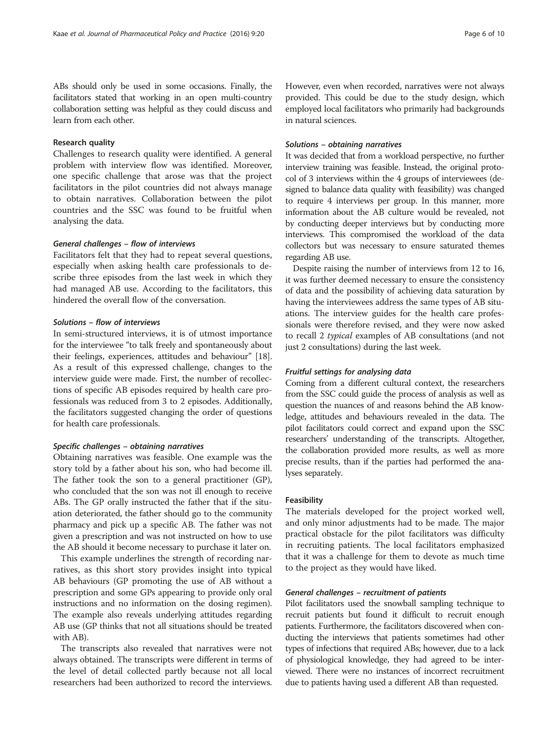ABs should only be used in some occasions. Finally, the facilitators stated that working in an open multi-country collaboration setting was helpful as they could discuss and learn from each other.

### Research quality

Challenges to research quality were identified. A general problem with interview flow was identified. Moreover, one specific challenge that arose was that the project facilitators in the pilot countries did not always manage to obtain narratives. Collaboration between the pilot countries and the SSC was found to be fruitful when analysing the data.

#### *General challenges – flow of interviews*

Facilitators felt that they had to repeat several questions, especially when asking health care professionals to describe three episodes from the last week in which they had managed AB use. According to the facilitators, this hindered the overall flow of the conversation.

#### *Solutions – flow of interviews*

In semi-structured interviews, it is of utmost importance for the interviewee "to talk freely and spontaneously about their feelings, experiences, attitudes and behaviour" [18]. As a result of this expressed challenge, changes to the interview guide were made. First, the number of recollections of specific AB episodes required by health care professionals was reduced from 3 to 2 episodes. Additionally, the facilitators suggested changing the order of questions for health care professionals.

#### *Specific challenges – obtaining narratives*

Obtaining narratives was feasible. One example was the story told by a father about his son, who had become ill. The father took the son to a general practitioner (GP), who concluded that the son was not ill enough to receive ABs. The GP orally instructed the father that if the situation deteriorated, the father should go to the community pharmacy and pick up a specific AB. The father was not given a prescription and was not instructed on how to use the AB should it become necessary to purchase it later on.

This example underlines the strength of recording narratives, as this short story provides insight into typical AB behaviours (GP promoting the use of AB without a prescription and some GPs appearing to provide only oral instructions and no information on the dosing regimen). The example also reveals underlying attitudes regarding AB use (GP thinks that not all situations should be treated with AB).

The transcripts also revealed that narratives were not always obtained. The transcripts were different in terms of the level of detail collected partly because not all local researchers had been authorized to record the interviews. However, even when recorded, narratives were not always provided. This could be due to the study design, which employed local facilitators who primarily had backgrounds in natural sciences.

#### *Solutions – obtaining narratives*

It was decided that from a workload perspective, no further interview training was feasible. Instead, the original protocol of 3 interviews within the 4 groups of interviewees (designed to balance data quality with feasibility) was changed to require 4 interviews per group. In this manner, more information about the AB culture would be revealed, not by conducting deeper interviews but by conducting more interviews. This compromised the workload of the data collectors but was necessary to ensure saturated themes regarding AB use.

Despite raising the number of interviews from 12 to 16, it was further deemed necessary to ensure the consistency of data and the possibility of achieving data saturation by having the interviewees address the same types of AB situations. The interview guides for the health care professionals were therefore revised, and they were now asked to recall 2 *typical* examples of AB consultations (and not just 2 consultations) during the last week.

#### *Fruitful settings for analysing data*

Coming from a different cultural context, the researchers from the SSC could guide the process of analysis as well as question the nuances of and reasons behind the AB knowledge, attitudes and behaviours revealed in the data. The pilot facilitators could correct and expand upon the SSC researchers' understanding of the transcripts. Altogether, the collaboration provided more results, as well as more precise results, than if the parties had performed the analyses separately.

### Feasibility

The materials developed for the project worked well, and only minor adjustments had to be made. The major practical obstacle for the pilot facilitators was difficulty in recruiting patients. The local facilitators emphasized that it was a challenge for them to devote as much time to the project as they would have liked.

#### *General challenges – recruitment of patients*

Pilot facilitators used the snowball sampling technique to recruit patients but found it difficult to recruit enough patients. Furthermore, the facilitators discovered when conducting the interviews that patients sometimes had other types of infections that required ABs; however, due to a lack of physiological knowledge, they had agreed to be interviewed. There were no instances of incorrect recruitment due to patients having used a different AB than requested.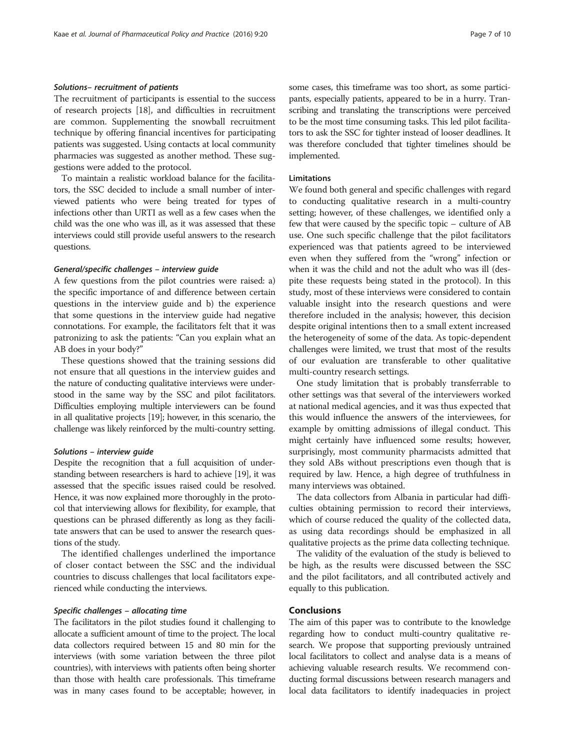#### *Solutions– recruitment of patients*

The recruitment of participants is essential to the success of research projects [18], and difficulties in recruitment are common. Supplementing the snowball recruitment technique by offering financial incentives for participating patients was suggested. Using contacts at local community pharmacies was suggested as another method. These suggestions were added to the protocol.

To maintain a realistic workload balance for the facilitators, the SSC decided to include a small number of interviewed patients who were being treated for types of infections other than URTI as well as a few cases when the child was the one who was ill, as it was assessed that these interviews could still provide useful answers to the research questions.

#### *General/specific challenges – interview guide*

A few questions from the pilot countries were raised: a) the specific importance of and difference between certain questions in the interview guide and b) the experience that some questions in the interview guide had negative connotations. For example, the facilitators felt that it was patronizing to ask the patients: "Can you explain what an AB does in your body?"

These questions showed that the training sessions did not ensure that all questions in the interview guides and the nature of conducting qualitative interviews were understood in the same way by the SSC and pilot facilitators. Difficulties employing multiple interviewers can be found in all qualitative projects [19]; however, in this scenario, the challenge was likely reinforced by the multi-country setting.

#### *Solutions – interview guide*

Despite the recognition that a full acquisition of understanding between researchers is hard to achieve [19], it was assessed that the specific issues raised could be resolved. Hence, it was now explained more thoroughly in the protocol that interviewing allows for flexibility, for example, that questions can be phrased differently as long as they facilitate answers that can be used to answer the research questions of the study.

The identified challenges underlined the importance of closer contact between the SSC and the individual countries to discuss challenges that local facilitators experienced while conducting the interviews.

#### *Specific challenges – allocating time*

The facilitators in the pilot studies found it challenging to allocate a sufficient amount of time to the project. The local data collectors required between 15 and 80 min for the interviews (with some variation between the three pilot countries), with interviews with patients often being shorter than those with health care professionals. This timeframe was in many cases found to be acceptable; however, in some cases, this timeframe was too short, as some participants, especially patients, appeared to be in a hurry. Transcribing and translating the transcriptions were perceived to be the most time consuming tasks. This led pilot facilitators to ask the SSC for tighter instead of looser deadlines. It was therefore concluded that tighter timelines should be implemented.

### Limitations

We found both general and specific challenges with regard to conducting qualitative research in a multi-country setting; however, of these challenges, we identified only a few that were caused by the specific topic – culture of AB use. One such specific challenge that the pilot facilitators experienced was that patients agreed to be interviewed even when they suffered from the "wrong" infection or when it was the child and not the adult who was ill (despite these requests being stated in the protocol). In this study, most of these interviews were considered to contain valuable insight into the research questions and were therefore included in the analysis; however, this decision despite original intentions then to a small extent increased the heterogeneity of some of the data. As topic-dependent challenges were limited, we trust that most of the results of our evaluation are transferable to other qualitative multi-country research settings.

One study limitation that is probably transferrable to other settings was that several of the interviewers worked at national medical agencies, and it was thus expected that this would influence the answers of the interviewees, for example by omitting admissions of illegal conduct. This might certainly have influenced some results; however, surprisingly, most community pharmacists admitted that they sold ABs without prescriptions even though that is required by law. Hence, a high degree of truthfulness in many interviews was obtained.

The data collectors from Albania in particular had difficulties obtaining permission to record their interviews, which of course reduced the quality of the collected data, as using data recordings should be emphasized in all qualitative projects as the prime data collecting technique.

The validity of the evaluation of the study is believed to be high, as the results were discussed between the SSC and the pilot facilitators, and all contributed actively and equally to this publication.

## Conclusions

The aim of this paper was to contribute to the knowledge regarding how to conduct multi-country qualitative research. We propose that supporting previously untrained local facilitators to collect and analyse data is a means of achieving valuable research results. We recommend conducting formal discussions between research managers and local data facilitators to identify inadequacies in project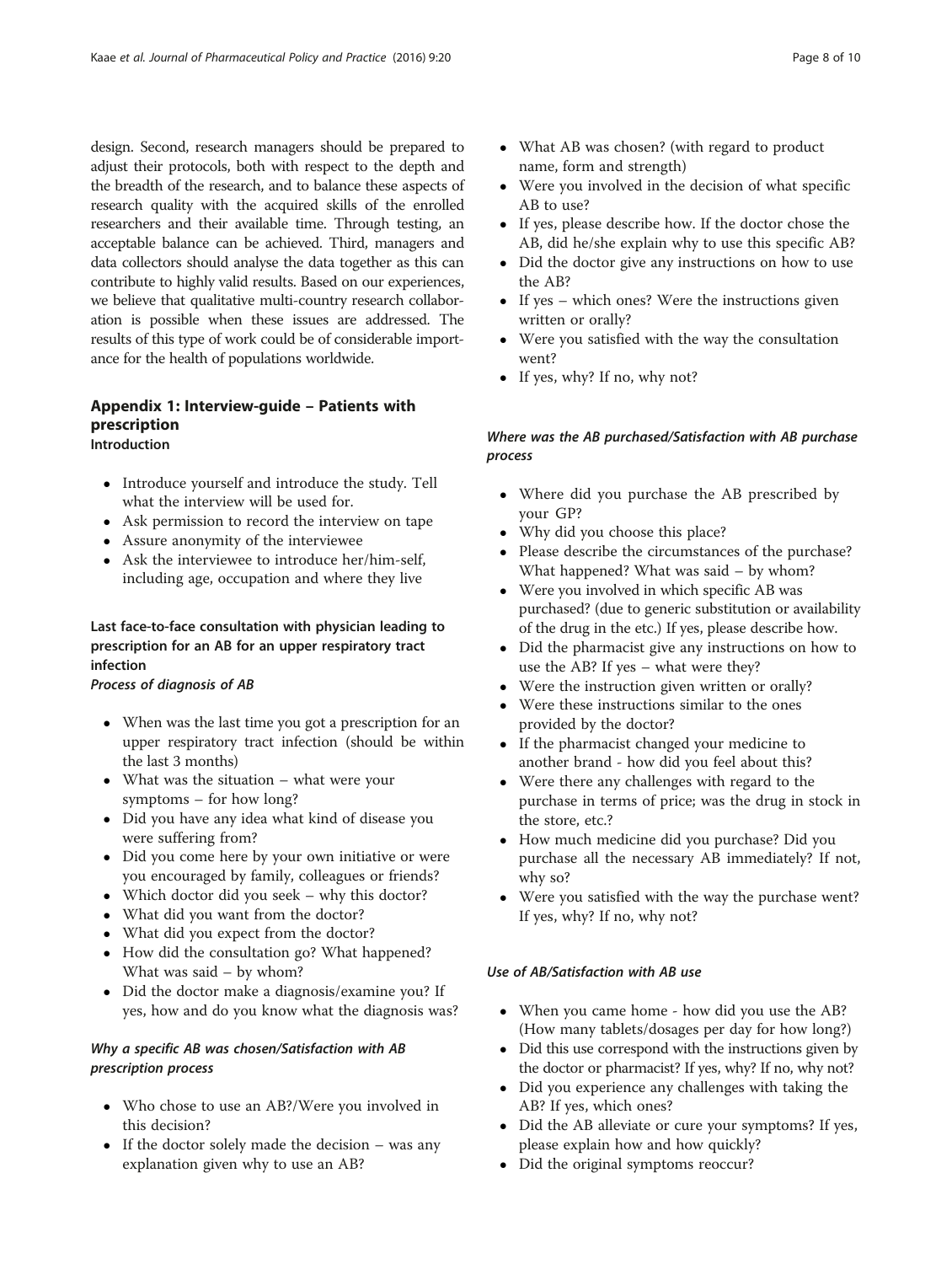design. Second, research managers should be prepared to adjust their protocols, both with respect to the depth and the breadth of the research, and to balance these aspects of research quality with the acquired skills of the enrolled researchers and their available time. Through testing, an acceptable balance can be achieved. Third, managers and data collectors should analyse the data together as this can contribute to highly valid results. Based on our experiences, we believe that qualitative multi-country research collaboration is possible when these issues are addressed. The results of this type of work could be of considerable importance for the health of populations worldwide.

## Appendix 1: Interview-guide – Patients with prescription

### Introduction

- Introduce yourself and introduce the study. Tell what the interview will be used for.
- Ask permission to record the interview on tape
- Assure anonymity of the interviewee
- Ask the interviewee to introduce her/him-self, including age, occupation and where they live

### Last face-to-face consultation with physician leading to prescription for an AB for an upper respiratory tract infection

#### *Process of diagnosis of AB*

- When was the last time you got a prescription for an upper respiratory tract infection (should be within the last 3 months)
- What was the situation – what were your symptoms – for how long?
- Did you have any idea what kind of disease you were suffering from?
- Did you come here by your own initiative or were you encouraged by family, colleagues or friends?
- Which doctor did you seek – why this doctor?
- What did you want from the doctor?
- What did you expect from the doctor?
- How did the consultation go? What happened? What was said – by whom?
- Did the doctor make a diagnosis/examine you? If yes, how and do you know what the diagnosis was?

#### *Why a specific AB was chosen/Satisfaction with AB prescription process*

- Who chose to use an AB?/Were you involved in this decision?
- If the doctor solely made the decision – was any explanation given why to use an AB?
- What AB was chosen? (with regard to product name, form and strength)
- Were you involved in the decision of what specific AB to use?
- If yes, please describe how. If the doctor chose the AB, did he/she explain why to use this specific AB?
- Did the doctor give any instructions on how to use the AB?
- If yes – which ones? Were the instructions given written or orally?
- Were you satisfied with the way the consultation went?
- If yes, why? If no, why not?

#### *Where was the AB purchased/Satisfaction with AB purchase process*

- Where did you purchase the AB prescribed by your GP?
- Why did you choose this place?
- Please describe the circumstances of the purchase? What happened? What was said – by whom?
- Were you involved in which specific AB was purchased? (due to generic substitution or availability of the drug in the etc.) If yes, please describe how.
- Did the pharmacist give any instructions on how to use the AB? If yes – what were they?
- Were the instruction given written or orally?
- Were these instructions similar to the ones provided by the doctor?
- If the pharmacist changed your medicine to another brand - how did you feel about this?
- Were there any challenges with regard to the purchase in terms of price; was the drug in stock in the store, etc.?
- How much medicine did you purchase? Did you purchase all the necessary AB immediately? If not, why so?
- Were you satisfied with the way the purchase went? If yes, why? If no, why not?

#### *Use of AB/Satisfaction with AB use*

- When you came home - how did you use the AB? (How many tablets/dosages per day for how long?)
- Did this use correspond with the instructions given by the doctor or pharmacist? If yes, why? If no, why not?
- Did you experience any challenges with taking the AB? If yes, which ones?
- Did the AB alleviate or cure your symptoms? If yes, please explain how and how quickly?
- Did the original symptoms reoccur?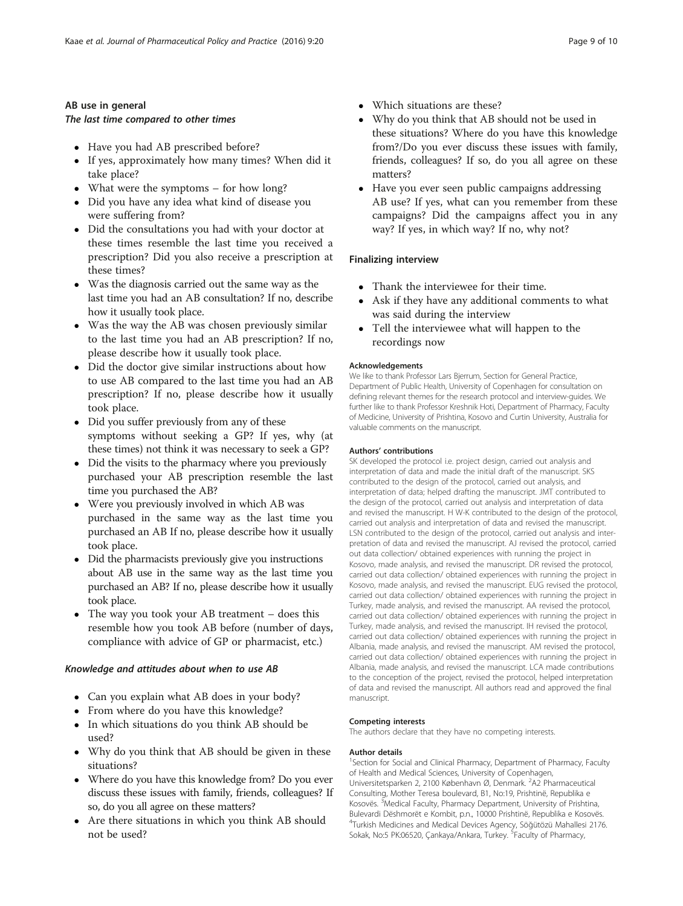### AB use in general

#### *The last time compared to other times*

- Have you had AB prescribed before?
- If yes, approximately how many times? When did it take place?
- What were the symptoms – for how long?
- Did you have any idea what kind of disease you were suffering from?
- Did the consultations you had with your doctor at these times resemble the last time you received a prescription? Did you also receive a prescription at these times?
- Was the diagnosis carried out the same way as the last time you had an AB consultation? If no, describe how it usually took place.
- Was the way the AB was chosen previously similar to the last time you had an AB prescription? If no, please describe how it usually took place.
- Did the doctor give similar instructions about how to use AB compared to the last time you had an AB prescription? If no, please describe how it usually took place.
- Did you suffer previously from any of these symptoms without seeking a GP? If yes, why (at these times) not think it was necessary to seek a GP?
- Did the visits to the pharmacy where you previously purchased your AB prescription resemble the last time you purchased the AB?
- Were you previously involved in which AB was purchased in the same way as the last time you purchased an AB If no, please describe how it usually took place.
- Did the pharmacists previously give you instructions about AB use in the same way as the last time you purchased an AB? If no, please describe how it usually took place.
- The way you took your AB treatment – does this resemble how you took AB before (number of days, compliance with advice of GP or pharmacist, etc.)

#### *Knowledge and attitudes about when to use AB*

- Can you explain what AB does in your body?
- From where do you have this knowledge?
- In which situations do you think AB should be used?
- Why do you think that AB should be given in these situations?
- Where do you have this knowledge from? Do you ever discuss these issues with family, friends, colleagues? If so, do you all agree on these matters?
- Are there situations in which you think AB should not be used?
- Which situations are these?
- Why do you think that AB should not be used in these situations? Where do you have this knowledge from?/Do you ever discuss these issues with family, friends, colleagues? If so, do you all agree on these matters?
- Have you ever seen public campaigns addressing AB use? If yes, what can you remember from these campaigns? Did the campaigns affect you in any way? If yes, in which way? If no, why not?

### Finalizing interview

- Thank the interviewee for their time.
- Ask if they have any additional comments to what was said during the interview
- Tell the interviewee what will happen to the recordings now

#### Acknowledgements

We like to thank Professor Lars Bjerrum, Section for General Practice, Department of Public Health, University of Copenhagen for consultation on defining relevant themes for the research protocol and interview-guides. We further like to thank Professor Kreshnik Hoti, Department of Pharmacy, Faculty of Medicine, University of Prishtina, Kosovo and Curtin University, Australia for valuable comments on the manuscript.

#### Authors' contributions

SK developed the protocol i.e. project design, carried out analysis and interpretation of data and made the initial draft of the manuscript. SKS contributed to the design of the protocol, carried out analysis, and interpretation of data; helped drafting the manuscript. JMT contributed to the design of the protocol, carried out analysis and interpretation of data and revised the manuscript. H W-K contributed to the design of the protocol, carried out analysis and interpretation of data and revised the manuscript. LSN contributed to the design of the protocol, carried out analysis and interpretation of data and revised the manuscript. AJ revised the protocol, carried out data collection/ obtained experiences with running the project in Kosovo, made analysis, and revised the manuscript. DR revised the protocol, carried out data collection/ obtained experiences with running the project in Kosovo, made analysis, and revised the manuscript. EUG revised the protocol, carried out data collection/ obtained experiences with running the project in Turkey, made analysis, and revised the manuscript. AA revised the protocol, carried out data collection/ obtained experiences with running the project in Turkey, made analysis, and revised the manuscript. IH revised the protocol, carried out data collection/ obtained experiences with running the project in Albania, made analysis, and revised the manuscript. AM revised the protocol, carried out data collection/ obtained experiences with running the project in Albania, made analysis, and revised the manuscript. LCA made contributions to the conception of the project, revised the protocol, helped interpretation of data and revised the manuscript. All authors read and approved the final manuscript.

#### Competing interests

The authors declare that they have no competing interests.

#### Author details

[1]Section for Social and Clinical Pharmacy, Department of Pharmacy, Faculty of Health and Medical Sciences, University of Copenhagen, Universitetsparken 2, 2100 København Ø, Denmark. [2]A2 Pharmaceutical Consulting, Mother Teresa boulevard, B1, No:19, Prishtinë, Republika e Kosovës. [3]Medical Faculty, Pharmacy Department, University of Prishtina, Bulevardi Dëshmorët e Kombit, p.n., 10000 Prishtinë, Republika e Kosovës. [4]Turkish Medicines and Medical Devices Agency, Söğütözü Mahallesi 2176. Sokak, No:5 PK:06520, Çankaya/Ankara, Turkey. [5]Faculty of Pharmacy,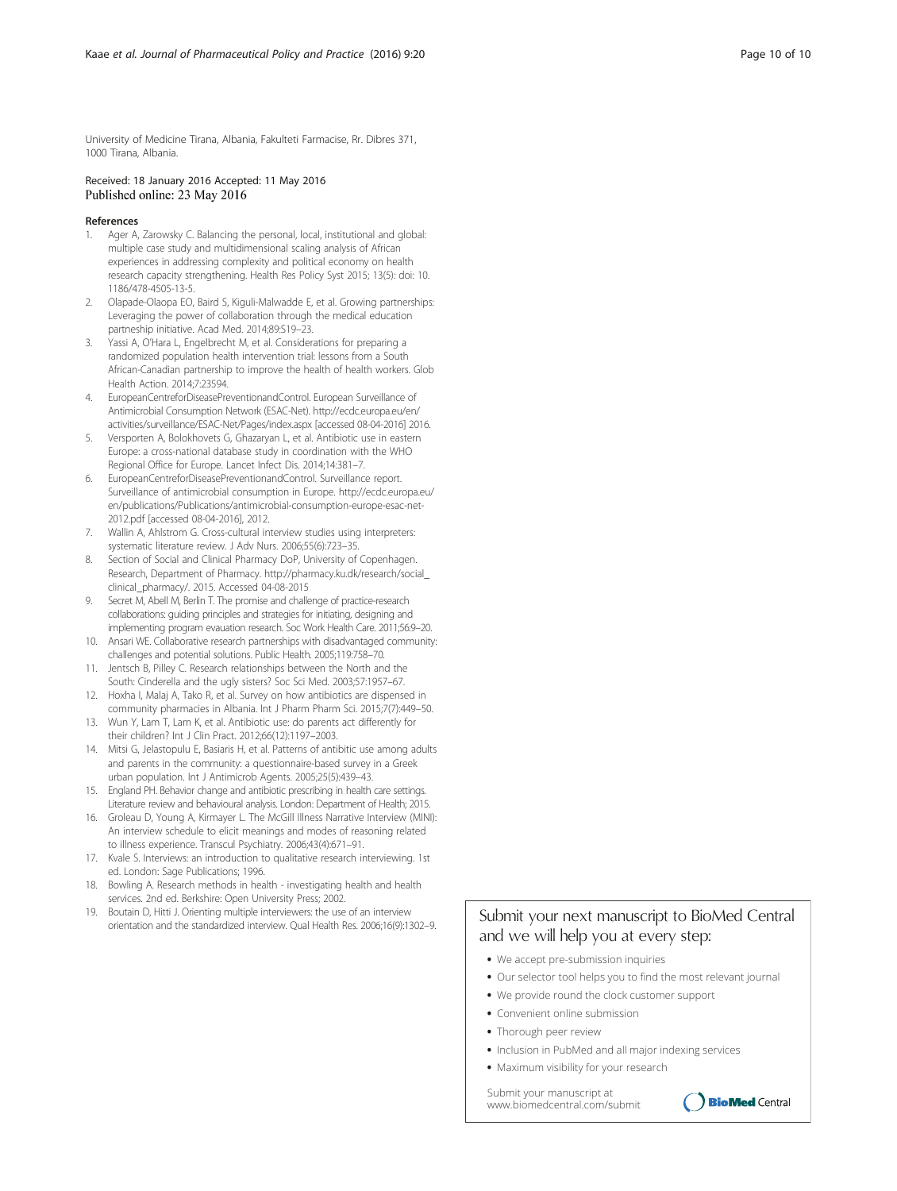University of Medicine Tirana, Albania, Fakulteti Farmacise, Rr. Dibres 371, 1000 Tirana, Albania.

Received: 18 January 2016 Accepted: 11 May 2016
Published online: 23 May 2016

## References

1. Ager A, Zarowsky C. Balancing the personal, local, institutional and global: multiple case study and multidimensional scaling analysis of African experiences in addressing complexity and political economy on health research capacity strengthening. Health Res Policy Syst 2015; 13(5): doi: 10. 1186/478-4505-13-5.
2. Olapade-Olaopa EO, Baird S, Kiguli-Malwadde E, et al. Growing partnerships: Leveraging the power of collaboration through the medical education partneship initiative. Acad Med. 2014;89:S19–23.
3. Yassi A, O'Hara L, Engelbrecht M, et al. Considerations for preparing a randomized population health intervention trial: lessons from a South African-Canadian partnership to improve the health of health workers. Glob Health Action. 2014;7:23594.
4. EuropeanCentreforDiseasePreventionandControl. European Surveillance of Antimicrobial Consumption Network (ESAC-Net). http://ecdc.europa.eu/en/activities/surveillance/ESAC-Net/Pages/index.aspx [accessed 08-04-2016] 2016.
5. Versporten A, Bolokhovets G, Ghazaryan L, et al. Antibiotic use in eastern Europe: a cross-national database study in coordination with the WHO Regional Office for Europe. Lancet Infect Dis. 2014;14:381–7.
6. EuropeanCentreforDiseasePreventionandControl. Surveillance report. Surveillance of antimicrobial consumption in Europe. http://ecdc.europa.eu/en/publications/Publications/antimicrobial-consumption-europe-esac-net-2012.pdf [accessed 08-04-2016], 2012.
7. Wallin A, Ahlstrom G. Cross-cultural interview studies using interpreters: systematic literature review. J Adv Nurs. 2006;55(6):723–35.
8. Section of Social and Clinical Pharmacy DoP, University of Copenhagen. Research, Department of Pharmacy. http://pharmacy.ku.dk/research/social_clinical_pharmacy/. 2015. Accessed 04-08-2015
9. Secret M, Abell M, Berlin T. The promise and challenge of practice-research collaborations: guiding principles and strategies for initiating, designing and implementing program evauation research. Soc Work Health Care. 2011;56:9–20.
10. Ansari WE. Collaborative research partnerships with disadvantaged community: challenges and potential solutions. Public Health. 2005;119:758–70.
11. Jentsch B, Pilley C. Research relationships between the North and the South: Cinderella and the ugly sisters? Soc Sci Med. 2003;57:1957–67.
12. Hoxha I, Malaj A, Tako R, et al. Survey on how antibiotics are dispensed in community pharmacies in Albania. Int J Pharm Pharm Sci. 2015;7(7):449–50.
13. Wun Y, Lam T, Lam K, et al. Antibiotic use: do parents act differently for their children? Int J Clin Pract. 2012;66(12):1197–2003.
14. Mitsi G, Jelastopulu E, Basiaris H, et al. Patterns of antibitic use among adults and parents in the community: a questionnaire-based survey in a Greek urban population. Int J Antimicrob Agents. 2005;25(5):439–43.
15. England PH. Behavior change and antibiotic prescribing in health care settings. Literature review and behavioural analysis. London: Department of Health; 2015.
16. Groleau D, Young A, Kirmayer L. The McGill Illness Narrative Interview (MINI): An interview schedule to elicit meanings and modes of reasoning related to illness experience. Transcul Psychiatry. 2006;43(4):671–91.
17. Kvale S. Interviews: an introduction to qualitative research interviewing. 1st ed. London: Sage Publications; 1996.
18. Bowling A. Research methods in health - investigating health and health services. 2nd ed. Berkshire: Open University Press; 2002.
19. Boutain D, Hitti J. Orienting multiple interviewers: the use of an interview orientation and the standardized interview. Qual Health Res. 2006;16(9):1302–9.

Submit your next manuscript to BioMed Central and we will help you at every step:

- We accept pre-submission inquiries
- Our selector tool helps you to find the most relevant journal
- We provide round the clock customer support
- Convenient online submission
- Thorough peer review
- Inclusion in PubMed and all major indexing services
- Maximum visibility for your research

Submit your manuscript at www.biomedcentral.com/submit

BioMed Central